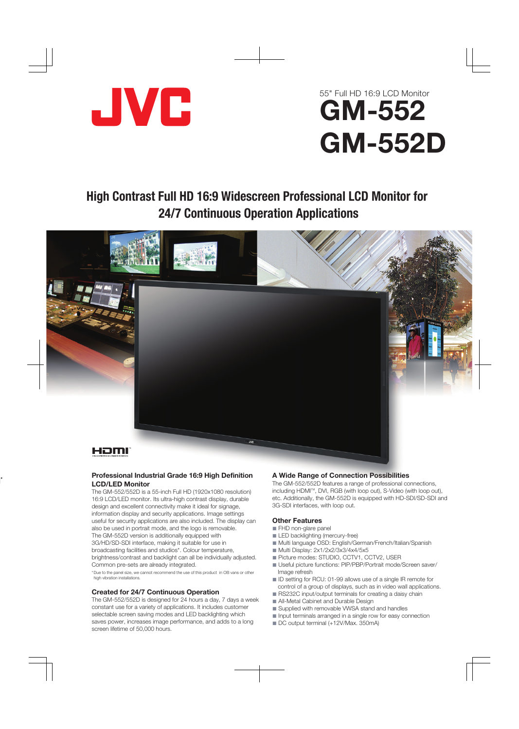JVC

55" Full HD 16:9 LCD Monitor

# GM-552
# GM-552D

## High Contrast Full HD 16:9 Widescreen Professional LCD Monitor for 24/7 Continuous Operation Applications

### Professional Industrial Grade 16:9 High Definition LCD/LED Monitor

The GM-552/552D is a 55-inch Full HD (1920x1080 resolution) 16:9 LCD/LED monitor. Its ultra-high contrast display, durable design and excellent connectivity make it ideal for signage, information display and security applications. Image settings useful for security applications are also included. The display can also be used in portrait mode, and the logo is removable. The GM-552D version is additionally equipped with 3G/HD/SD-SDI interface, making it suitable for use in broadcasting facilities and studios*. Colour temperature, brightness/contrast and backlight can all be individually adjusted. Common pre-sets are already integrated.

*Due to the panel size, we cannot recommend the use of this product in OB vans or other high vibration installations.

### Created for 24/7 Continuous Operation

The GM-552/552D is designed for 24 hours a day, 7 days a week constant use for a variety of applications. It includes customer selectable screen saving modes and LED backlighting which saves power, increases image performance, and adds to a long screen lifetime of 50,000 hours.

### A Wide Range of Connection Possibilities

The GM-552/552D features a range of professional connections, including HDMI™, DVI, RGB (with loop out), S-Video (with loop out), etc. Additionally, the GM-552D is equipped with HD-SDI/SD-SDI and 3G-SDI interfaces, with loop out.

### Other Features

- FHD non-glare panel
- LED backlighting (mercury-free)
- Multi language OSD: English/German/French/Italian/Spanish
- Multi Display: 2x1/2x2/3x3/4x4/5x5
- Picture modes: STUDIO, CCTV1, CCTV2, USER
- Useful picture functions: PIP/PBP/Portrait mode/Screen saver/ Image refresh
- ID setting for RCU: 01-99 allows use of a single IR remote for control of a group of displays, such as in video wall applications.
- RS232C input/output terminals for creating a daisy chain
- All-Metal Cabinet and Durable Design
- Supplied with removable VWSA stand and handles
- Input terminals arranged in a single row for easy connection
- DC output terminal (+12V/Max. 350mA)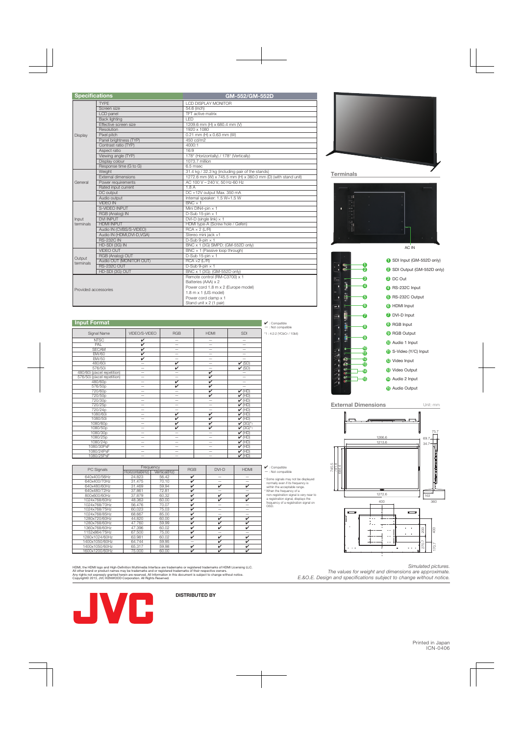## Specifications

| Specifications | | GM-552/GM-552D |
|---|---|---|
| Display | TYPE | LCD DISPLAY MONITOR |
| | Screen size | 54.6 (inch) |
| | LCD panel | TFT active matrix |
| | Back lighting | LED |
| | Effective screen size | 1209.6 mm (H) x 680.4 mm (V) |
| | Resolution | 1920 x 1080 |
| | Pixel pitch | 0.21 mm (H) x 0.63 mm (W) |
| | Panel brightness (TYP) | 450 cd/m2 |
| | Contrast ratio (TYP) | 4000:1 |
| | Aspect ratio | 16:9 |
| | Viewing angle (TYP) | 178° (Horizontally) / 178° (Vertically) |
| | Display colour | 1073.7 million |
| | Response time (G to G) | 6.5 msec |
| General | Weight | 31.4 kg / 32.3 kg (including pair of the stands) |
| | External dimensions | 1272.6 mm (W) x 745.5 mm (H) x 360.0 mm (D) (with stand unit) |
| | Power requirements | AC 100 V – 240 V, 50 Hz-60 Hz |
| | Rated input current | 1.8 A |
| | DC output | DC +12V output Max. 350 mA |
| | Audio output | Internal speaker: 1.5 W+1.5 W |
| Input terminals | VIDEO IN | BNC × 1 |
| | S-VIDEO INPUT | Mini DIN4-pin × 1 |
| | RGB (Analog) IN | D-Sub 15-pin × 1 |
| | DVI INPUT | DVI-D (single link) × 1 |
| | HDMI INPUT | HDMI type-A (Screw hole / Gefen) |
| | Audio IN (CVBS/S-VIDEO) | RCA × 2 (L/R) |
| | Audio IN (HDMI,DVI-D,VGA) | Stereo mini jack ×1 |
| | RS-232C IN | D-Sub 9-pin × 1 |
| | HD-SDI (3G) IN | BNC x 1 (3G) SMPD: (GM-552D only) |
| Output terminals | VIDEO OUT | BNC × 1 (Passive loop through) |
| | RGB (Analog) OUT | D-Sub 15-pin × 1 |
| | Audio OUT (MONITOR OUT) | RCA ×2 (L/R) |
| | RS-232C OUT | D-Sub 9-pin × 1 |
| | HD-SDI (3G) OUT | BNC x 1 (3G): (GM-552D only) |
| Provided accessories | | Remote control (RM-C3700) x 1<br>Batteries (AAA) x 2<br>Power cord 1.8 m x 2 (Europe model)<br>1.8 m x 1 (US model)<br>Power cord clamp x 1<br>Stand unit x 2 (1 pair) |

## Input Format

✔ : Compatible
— : Not compatible
*1 : 4:2:2 (YCbCr / 10bit)

| Signal Name | VIDEO/S-VIDEO | RGB | HDMI | SDI |
|---|---|---|---|---|
| NTSC | ✔ | — | — | — |
| PAL | ✔ | — | — | — |
| SECAM | ✔ | — | — | — |
| BW/60 | ✔ | — | — | — |
| BW/50 | ✔ | — | — | — |
| 480/60i | — | ✔ | — | ✔ (SD) |
| 576/50i | — | ✔ | — | ✔ (SD) |
| 480/60i (pixcel repetition) | — | — | ✔ | — |
| 576/50i (pixcel repetition) | — | — | ✔ | — |
| 480/60p | — | ✔ | ✔ | — |
| 576/50p | — | ✔ | ✔ | — |
| 720/60p | — | — | ✔ | ✔ (HD) |
| 720/50p | — | — | ✔ | ✔ (HD) |
| 720/30p | — | — | — | ✔ (HD) |
| 720/25p | — | — | — | ✔ (HD) |
| 720/24p | — | — | — | ✔ (HD) |
| 1080/60i | — | ✔ | ✔ | ✔ (HD) |
| 1080/50i | — | ✔ | ✔ | ✔ (HD) |
| 1080/60p | — | ✔ | ✔ | ✔ (3G)*1 |
| 1080/50p | — | ✔ | ✔ | ✔ (3G)*1 |
| 1080/30p | — | — | — | ✔ (HD) |
| 1080/25p | — | — | — | ✔ (HD) |
| 1080/24p | — | — | — | ✔ (HD) |
| 1080/30PsF | — | — | — | ✔ (HD) |
| 1080/24PsF | — | — | — | ✔ (HD) |
| 1080/25PsF | — | — | — | ✔ (HD) |

✔ : Compatible
— : Not compatible

* Some signals may not be displayed normally even if its frequency is within the acceptable range.
* When the frequency of a non-registration signal is very near to a registration signal, displays the frequency of a registration signal on OSD.

| PC Signals | Frequency | | RGB | DVI-D | HDMI |
|---|---|---|---|---|---|
| | Horizontal(kHz) | Vertical(Hz) | | | |
| 640x400/56Hz | 24.823 | 56.42 | ✔ | — | — |
| 640x400/70Hz | 31.475 | 70.10 | ✔ | — | — |
| 640x480/60Hz | 31.469 | 59.94 | ✔ | ✔ | ✔ |
| 640x480/72Hz | 37.861 | 72.81 | ✔ | — | — |
| 800x600/60Hz | 37.879 | 60.32 | ✔ | ✔ | ✔ |
| 1024x768/60Hz | 48.363 | 60.00 | ✔ | ✔ | ✔ |
| 1024x768/70Hz | 56.476 | 70.07 | ✔ | — | — |
| 1024x768/75Hz | 60.023 | 75.03 | ✔ | — | — |
| 1024x768/85Hz | 68.667 | 85.00 | ✔ | — | — |
| 1280x720/60Hz | 44.820 | 60.00 | ✔ | ✔ | ✔ |
| 1280x768/60Hz | 47.760 | 59.99 | ✔ | ✔ | ✔ |
| 1360x768/60Hz | 47.396 | 60.02 | ✔ | ✔ | ✔ |
| 1152x864/75Hz | 67.500 | 75.00 | ✔ | — | — |
| 1280x1024/60Hz | 63.981 | 60.02 | ✔ | ✔ | ✔ |
| 1400x1050/60Hz | 64.744 | 59.95 | — | ✔ | ✔ |
| 1400x1050/60Hz | 65.317 | 59.98 | ✔ | ✔ | ✔ |
| 1600x1200/60Hz | 75.000 | 60.00 | ✔ | ✔ | ✔ |

## Terminals

AC IN

1. SDI Input (GM-552D only)
2. SDI Output (GM-552D only)
3. DC Out
4. RS-232C Input
5. RS-232C Output
6. HDMI Input
7. DVI-D Input
8. RGB Input
9. RGB Output
10. Audio 1 Input
11. S-Video (Y/C) Input
12. Video Input
13. Video Output
14. Audio 2 Input
15. Audio Output

## External Dimensions

Unit: mm

1266.6
1213.6
745.5
714.4
684.4
75.7
69.7
34.7
1272.6
400
163
360
200
400
270.7
170.7

HDMI, the HDMI logo and High-Definition Multimedia Interface are trademarks or registered trademarks of HDMI Licensing LLC.
All other brand or product names may be trademarks and or registered trademarks of their respective owners.
Any rights not expressly granted herein are reserved. All information in this document is subject to change without notice.
Copyright© 2013, JVC KENWOOD Corporation. All Rights Reserved.

*Simulated pictures.*
*The values for weight and dimensions are approximate.*
*E.&O.E. Design and specifications subject to change without notice.*

JVC

**DISTRIBUTED BY**

Printed in Japan
ICN-0406